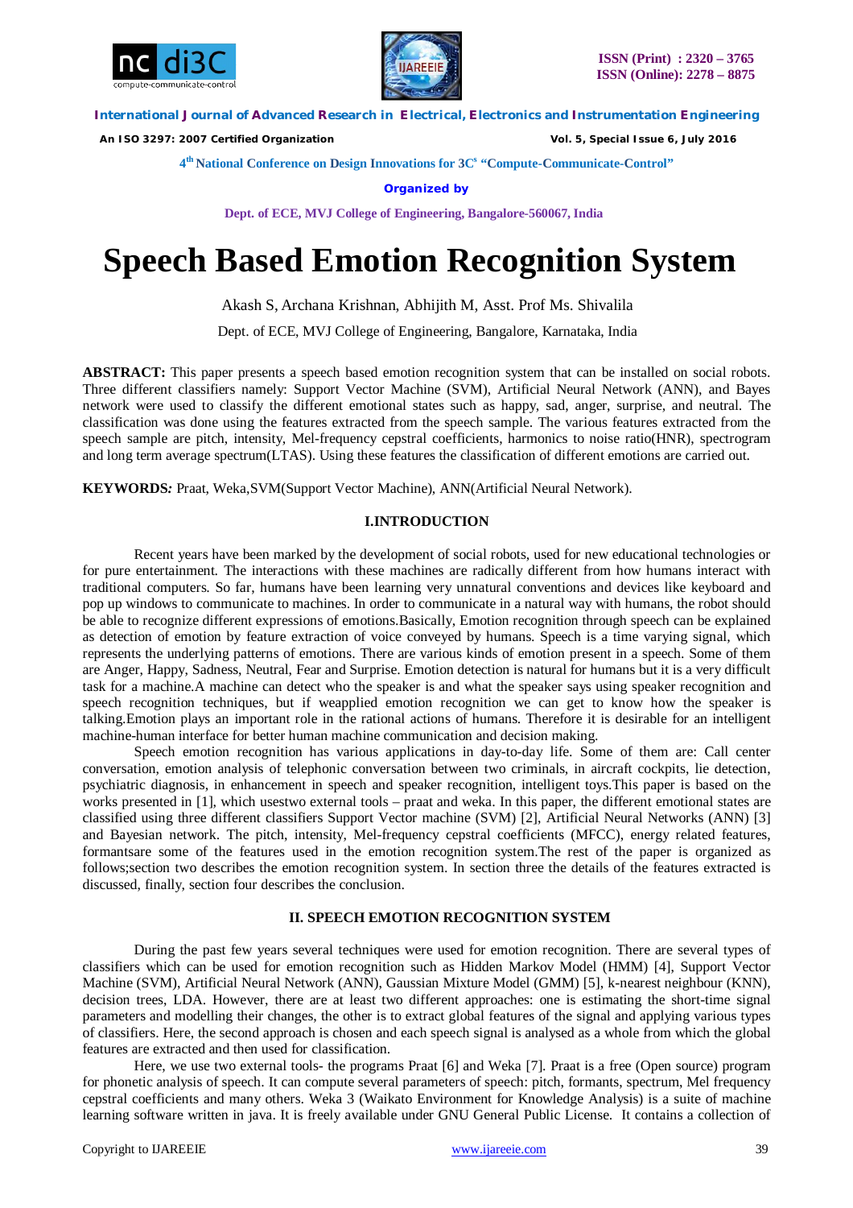# Speech Based Emotion Recognition System

Akash S, Archana Krishnan, Abhijith M, Asst. Prof Ms. Shivalila

Dept. of ECE, MVJ College of Engineering, Bangalore, Karnataka, India

**ABSTRACT:** This paper presents a speech based emotion recognition system that can be installed on social robots. Three different classifiers namely: Support Vector Machine (SVM), Artificial Neural Network (ANN), and Bayes network were used to classify the different emotional states such as happy, sad, anger, surprise, and neutral. The classification was done using the features extracted from the speech sample. The various features extracted from the speech sample are pitch, intensity, Mel-frequency cepstral coefficients, harmonics to noise ratio(HNR), spectrogram and long term average spectrum(LTAS). Using these features the classification of different emotions are carried out.

**KEYWORDS:** Praat, Weka,SVM(Support Vector Machine), ANN(Artificial Neural Network).

## I.INTRODUCTION

Recent years have been marked by the development of social robots, used for new educational technologies or for pure entertainment. The interactions with these machines are radically different from how humans interact with traditional computers. So far, humans have been learning very unnatural conventions and devices like keyboard and pop up windows to communicate to machines. In order to communicate in a natural way with humans, the robot should be able to recognize different expressions of emotions.Basically, Emotion recognition through speech can be explained as detection of emotion by feature extraction of voice conveyed by humans. Speech is a time varying signal, which represents the underlying patterns of emotions. There are various kinds of emotion present in a speech. Some of them are Anger, Happy, Sadness, Neutral, Fear and Surprise. Emotion detection is natural for humans but it is a very difficult task for a machine.A machine can detect who the speaker is and what the speaker says using speaker recognition and speech recognition techniques, but if weapplied emotion recognition we can get to know how the speaker is talking.Emotion plays an important role in the rational actions of humans. Therefore it is desirable for an intelligent machine-human interface for better human machine communication and decision making.

Speech emotion recognition has various applications in day-to-day life. Some of them are: Call center conversation, emotion analysis of telephonic conversation between two criminals, in aircraft cockpits, lie detection, psychiatric diagnosis, in enhancement in speech and speaker recognition, intelligent toys.This paper is based on the works presented in [1], which usestwo external tools – praat and weka. In this paper, the different emotional states are classified using three different classifiers Support Vector machine (SVM) [2], Artificial Neural Networks (ANN) [3] and Bayesian network. The pitch, intensity, Mel-frequency cepstral coefficients (MFCC), energy related features, formantsare some of the features used in the emotion recognition system.The rest of the paper is organized as follows;section two describes the emotion recognition system. In section three the details of the features extracted is discussed, finally, section four describes the conclusion.

## II. SPEECH EMOTION RECOGNITION SYSTEM

During the past few years several techniques were used for emotion recognition. There are several types of classifiers which can be used for emotion recognition such as Hidden Markov Model (HMM) [4], Support Vector Machine (SVM), Artificial Neural Network (ANN), Gaussian Mixture Model (GMM) [5], k-nearest neighbour (KNN), decision trees, LDA. However, there are at least two different approaches: one is estimating the short-time signal parameters and modelling their changes, the other is to extract global features of the signal and applying various types of classifiers. Here, the second approach is chosen and each speech signal is analysed as a whole from which the global features are extracted and then used for classification.

Here, we use two external tools- the programs Praat [6] and Weka [7]. Praat is a free (Open source) program for phonetic analysis of speech. It can compute several parameters of speech: pitch, formants, spectrum, Mel frequency cepstral coefficients and many others. Weka 3 (Waikato Environment for Knowledge Analysis) is a suite of machine learning software written in java. It is freely available under GNU General Public License. It contains a collection of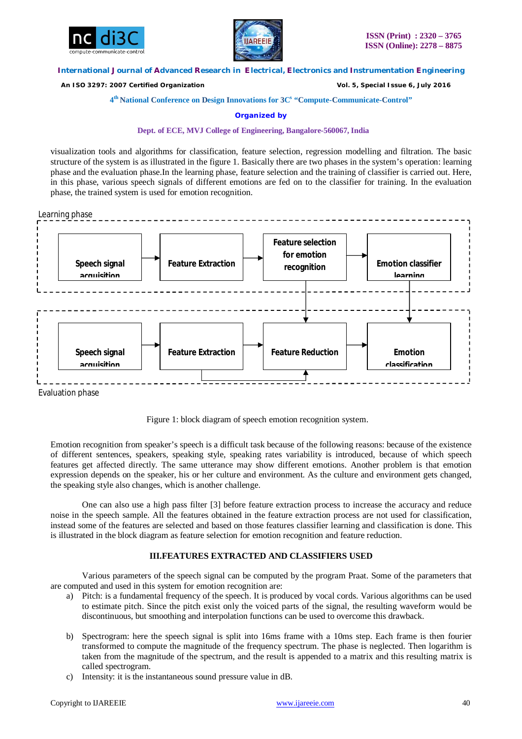visualization tools and algorithms for classification, feature selection, regression modelling and filtration. The basic structure of the system is as illustrated in the figure 1. Basically there are two phases in the system's operation: learning phase and the evaluation phase.In the learning phase, feature selection and the training of classifier is carried out. Here, in this phase, various speech signals of different emotions are fed on to the classifier for training. In the evaluation phase, the trained system is used for emotion recognition.

Learning phase

Speech signal acquisition → Feature Extraction → Feature selection for emotion recognition → Emotion classifier learning

Speech signal acquisition → Feature Extraction → Feature Reduction → Emotion classification

Evaluation phase

Figure 1: block diagram of speech emotion recognition system.

Emotion recognition from speaker's speech is a difficult task because of the following reasons: because of the existence of different sentences, speakers, speaking style, speaking rates variability is introduced, because of which speech features get affected directly. The same utterance may show different emotions. Another problem is that emotion expression depends on the speaker, his or her culture and environment. As the culture and environment gets changed, the speaking style also changes, which is another challenge.

One can also use a high pass filter [3] before feature extraction process to increase the accuracy and reduce noise in the speech sample. All the features obtained in the feature extraction process are not used for classification, instead some of the features are selected and based on those features classifier learning and classification is done. This is illustrated in the block diagram as feature selection for emotion recognition and feature reduction.

## III.FEATURES EXTRACTED AND CLASSIFIERS USED

Various parameters of the speech signal can be computed by the program Praat. Some of the parameters that are computed and used in this system for emotion recognition are:

a) Pitch: is a fundamental frequency of the speech. It is produced by vocal cords. Various algorithms can be used to estimate pitch. Since the pitch exist only the voiced parts of the signal, the resulting waveform would be discontinuous, but smoothing and interpolation functions can be used to overcome this drawback.

b) Spectrogram: here the speech signal is split into 16ms frame with a 10ms step. Each frame is then fourier transformed to compute the magnitude of the frequency spectrum. The phase is neglected. Then logarithm is taken from the magnitude of the spectrum, and the result is appended to a matrix and this resulting matrix is called spectrogram.

c) Intensity: it is the instantaneous sound pressure value in dB.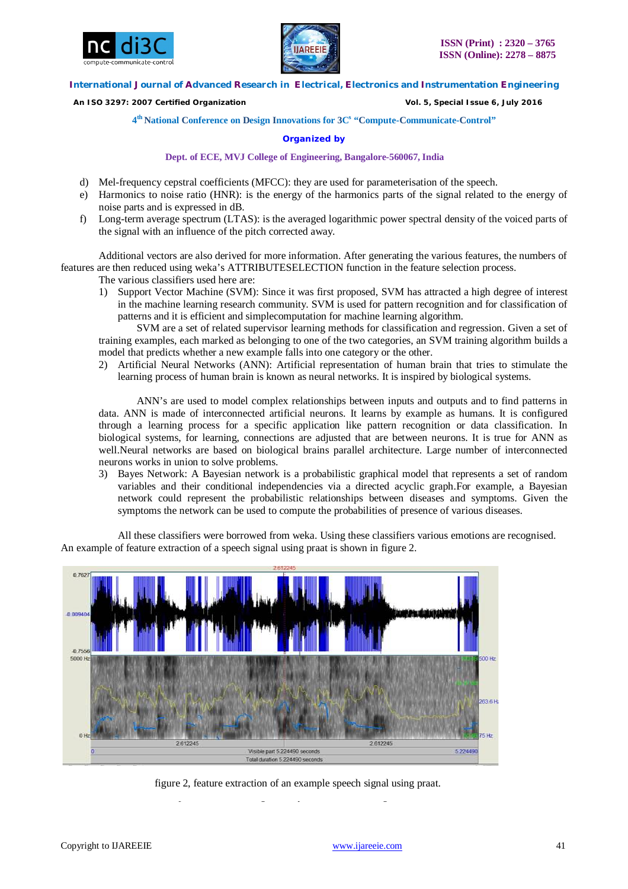d) Mel-frequency cepstral coefficients (MFCC): they are used for parameterisation of the speech.
e) Harmonics to noise ratio (HNR): is the energy of the harmonics parts of the signal related to the energy of noise parts and is expressed in dB.
f) Long-term average spectrum (LTAS): is the averaged logarithmic power spectral density of the voiced parts of the signal with an influence of the pitch corrected away.

Additional vectors are also derived for more information. After generating the various features, the numbers of features are then reduced using weka's ATTRIBUTESELECTION function in the feature selection process.

The various classifiers used here are:

1) Support Vector Machine (SVM): Since it was first proposed, SVM has attracted a high degree of interest in the machine learning research community. SVM is used for pattern recognition and for classification of patterns and it is efficient and simplecomputation for machine learning algorithm.

   SVM are a set of related supervisor learning methods for classification and regression. Given a set of training examples, each marked as belonging to one of the two categories, an SVM training algorithm builds a model that predicts whether a new example falls into one category or the other.

2) Artificial Neural Networks (ANN): Artificial representation of human brain that tries to stimulate the learning process of human brain is known as neural networks. It is inspired by biological systems.

   ANN's are used to model complex relationships between inputs and outputs and to find patterns in data. ANN is made of interconnected artificial neurons. It learns by example as humans. It is configured through a learning process for a specific application like pattern recognition or data classification. In biological systems, for learning, connections are adjusted that are between neurons. It is true for ANN as well.Neural networks are based on biological brains parallel architecture. Large number of interconnected neurons works in union to solve problems.

3) Bayes Network: A Bayesian network is a probabilistic graphical model that represents a set of random variables and their conditional independencies via a directed acyclic graph.For example, a Bayesian network could represent the probabilistic relationships between diseases and symptoms. Given the symptoms the network can be used to compute the probabilities of presence of various diseases.

All these classifiers were borrowed from weka. Using these classifiers various emotions are recognised. An example of feature extraction of a speech signal using praat is shown in figure 2.

figure 2, feature extraction of an example speech signal using praat.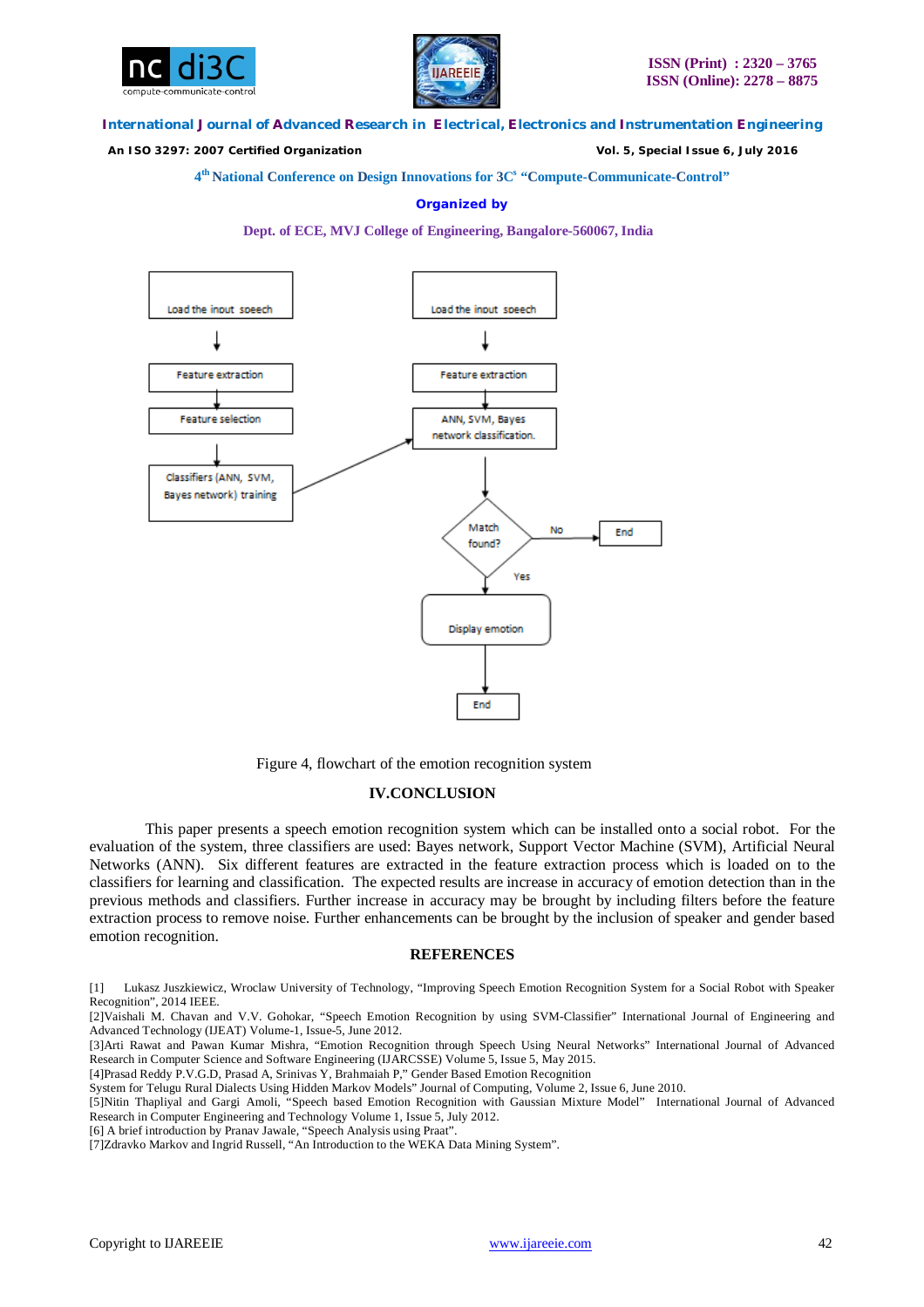Load the input speech

Feature extraction

Feature selection

Classifiers (ANN, SVM, Bayes network) training

Load the input speech

Feature extraction

ANN, SVM, Bayes network classification.

Match found?

No

End

Yes

Display emotion

End

Figure 4, flowchart of the emotion recognition system

## IV.CONCLUSION

This paper presents a speech emotion recognition system which can be installed onto a social robot. For the evaluation of the system, three classifiers are used: Bayes network, Support Vector Machine (SVM), Artificial Neural Networks (ANN). Six different features are extracted in the feature extraction process which is loaded on to the classifiers for learning and classification. The expected results are increase in accuracy of emotion detection than in the previous methods and classifiers. Further increase in accuracy may be brought by including filters before the feature extraction process to remove noise. Further enhancements can be brought by the inclusion of speaker and gender based emotion recognition.

## REFERENCES

[1] Lukasz Juszkiewicz, Wroclaw University of Technology, "Improving Speech Emotion Recognition System for a Social Robot with Speaker Recognition", 2014 IEEE.

[2]Vaishali M. Chavan and V.V. Gohokar, "Speech Emotion Recognition by using SVM-Classifier" International Journal of Engineering and Advanced Technology (IJEAT) Volume-1, Issue-5, June 2012.

[3]Arti Rawat and Pawan Kumar Mishra, "Emotion Recognition through Speech Using Neural Networks" International Journal of Advanced Research in Computer Science and Software Engineering (IJARCSSE) Volume 5, Issue 5, May 2015.

[4]Prasad Reddy P.V.G.D, Prasad A, Srinivas Y, Brahmaiah P," Gender Based Emotion Recognition System for Telugu Rural Dialects Using Hidden Markov Models" Journal of Computing, Volume 2, Issue 6, June 2010.

[5]Nitin Thapliyal and Gargi Amoli, "Speech based Emotion Recognition with Gaussian Mixture Model" International Journal of Advanced Research in Computer Engineering and Technology Volume 1, Issue 5, July 2012.

[6] A brief introduction by Pranav Jawale, "Speech Analysis using Praat".

[7]Zdravko Markov and Ingrid Russell, "An Introduction to the WEKA Data Mining System".